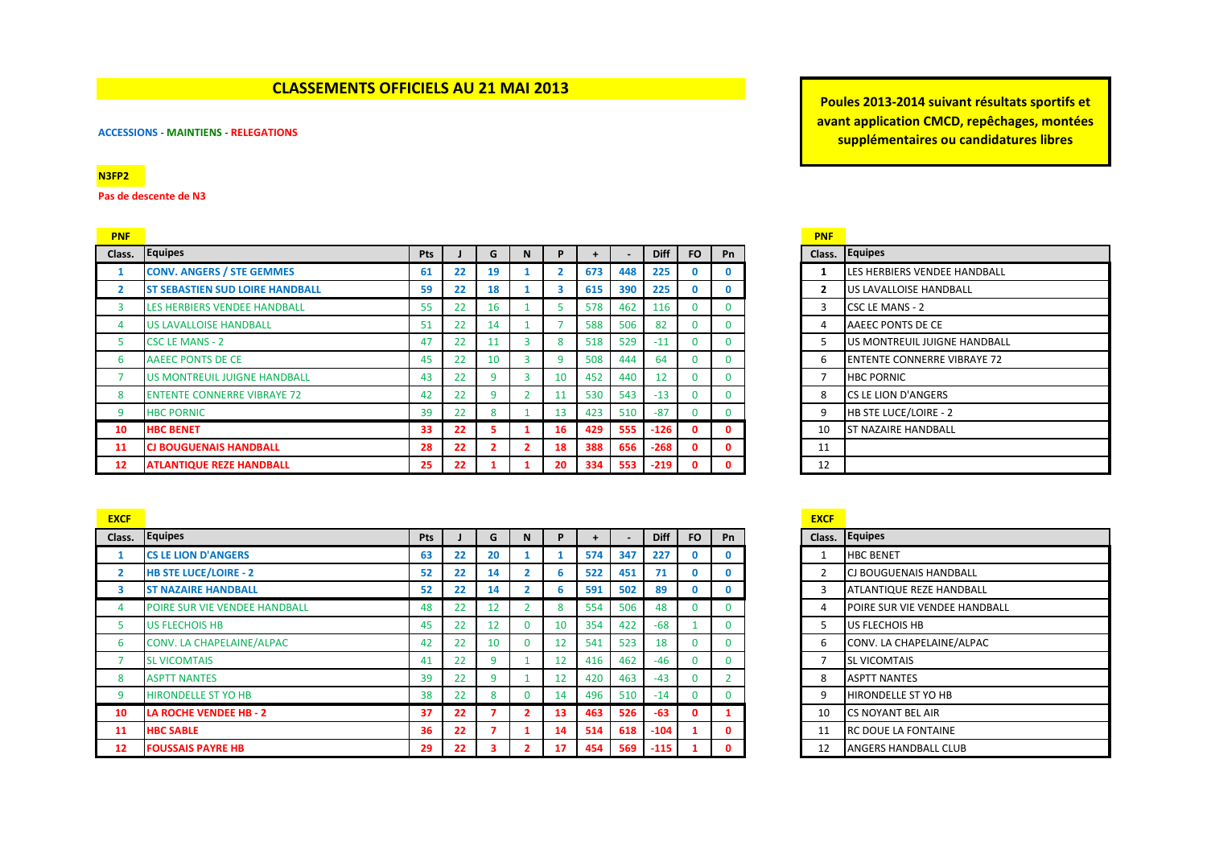# CLASSEMENTS OFFICIELS AU 21 MAI 2013

**ACCESSIONS - MAINTIENS - RELEGATIONS**

**Poules 2013-2014 suivant résultats sportifs et avant application CMCD, repêchages, montées supplémentaires ou candidatures libres**

**N3FP2**

**Pas de descente de N3**

## PNF

| Class. | Equipes | Pts | J | G | N | P | + | - | Diff | FO | Pn |
|---|---|---|---|---|---|---|---|---|---|---|---|
| **1** | **CONV. ANGERS / STE GEMMES** | **61** | **22** | **19** | **1** | **2** | **673** | **448** | **225** | **0** | **0** |
| **2** | **ST SEBASTIEN SUD LOIRE HANDBALL** | **59** | **22** | **18** | **1** | **3** | **615** | **390** | **225** | **0** | **0** |
| 3 | LES HERBIERS VENDEE HANDBALL | 55 | 22 | 16 | 1 | 5 | 578 | 462 | 116 | 0 | 0 |
| 4 | US LAVALLOISE HANDBALL | 51 | 22 | 14 | 1 | 7 | 588 | 506 | 82 | 0 | 0 |
| 5 | CSC LE MANS - 2 | 47 | 22 | 11 | 3 | 8 | 518 | 529 | -11 | 0 | 0 |
| 6 | AAEEC PONTS DE CE | 45 | 22 | 10 | 3 | 9 | 508 | 444 | 64 | 0 | 0 |
| 7 | US MONTREUIL JUIGNE HANDBALL | 43 | 22 | 9 | 3 | 10 | 452 | 440 | 12 | 0 | 0 |
| 8 | ENTENTE CONNERRE VIBRAYE 72 | 42 | 22 | 9 | 2 | 11 | 530 | 543 | -13 | 0 | 0 |
| 9 | HBC PORNIC | 39 | 22 | 8 | 1 | 13 | 423 | 510 | -87 | 0 | 0 |
| **10** | **HBC BENET** | **33** | **22** | **5** | **1** | **16** | **429** | **555** | **-126** | **0** | **0** |
| **11** | **CJ BOUGUENAIS HANDBALL** | **28** | **22** | **2** | **2** | **18** | **388** | **656** | **-268** | **0** | **0** |
| **12** | **ATLANTIQUE REZE HANDBALL** | **25** | **22** | **1** | **1** | **20** | **334** | **553** | **-219** | **0** | **0** |

## PNF

| Class. | Equipes |
|---|---|
| **1** | LES HERBIERS VENDEE HANDBALL |
| **2** | US LAVALLOISE HANDBALL |
| 3 | CSC LE MANS - 2 |
| 4 | AAEEC PONTS DE CE |
| 5 | US MONTREUIL JUIGNE HANDBALL |
| 6 | ENTENTE CONNERRE VIBRAYE 72 |
| 7 | HBC PORNIC |
| 8 | CS LE LION D'ANGERS |
| 9 | HB STE LUCE/LOIRE - 2 |
| 10 | ST NAZAIRE HANDBALL |
| 11 | |
| 12 | |

## EXCF

| Class. | Equipes | Pts | J | G | N | P | + | - | Diff | FO | Pn |
|---|---|---|---|---|---|---|---|---|---|---|---|
| **1** | **CS LE LION D'ANGERS** | **63** | **22** | **20** | **1** | **1** | **574** | **347** | **227** | **0** | **0** |
| **2** | **HB STE LUCE/LOIRE - 2** | **52** | **22** | **14** | **2** | **6** | **522** | **451** | **71** | **0** | **0** |
| **3** | **ST NAZAIRE HANDBALL** | **52** | **22** | **14** | **2** | **6** | **591** | **502** | **89** | **0** | **0** |
| 4 | POIRE SUR VIE VENDEE HANDBALL | 48 | 22 | 12 | 2 | 8 | 554 | 506 | 48 | 0 | 0 |
| 5 | US FLECHOIS HB | 45 | 22 | 12 | 0 | 10 | 354 | 422 | -68 | 1 | 0 |
| 6 | CONV. LA CHAPELAINE/ALPAC | 42 | 22 | 10 | 0 | 12 | 541 | 523 | 18 | 0 | 0 |
| 7 | SL VICOMTAIS | 41 | 22 | 9 | 1 | 12 | 416 | 462 | -46 | 0 | 0 |
| 8 | ASPTT NANTES | 39 | 22 | 9 | 1 | 12 | 420 | 463 | -43 | 0 | 2 |
| 9 | HIRONDELLE ST YO HB | 38 | 22 | 8 | 0 | 14 | 496 | 510 | -14 | 0 | 0 |
| **10** | **LA ROCHE VENDEE HB - 2** | **37** | **22** | **7** | **2** | **13** | **463** | **526** | **-63** | **0** | **1** |
| **11** | **HBC SABLE** | **36** | **22** | **7** | **1** | **14** | **514** | **618** | **-104** | **1** | **0** |
| **12** | **FOUSSAIS PAYRE HB** | **29** | **22** | **3** | **2** | **17** | **454** | **569** | **-115** | **1** | **0** |

## EXCF

| Class. | Equipes |
|---|---|
| 1 | HBC BENET |
| 2 | CJ BOUGUENAIS HANDBALL |
| 3 | ATLANTIQUE REZE HANDBALL |
| 4 | POIRE SUR VIE VENDEE HANDBALL |
| 5 | US FLECHOIS HB |
| 6 | CONV. LA CHAPELAINE/ALPAC |
| 7 | SL VICOMTAIS |
| 8 | ASPTT NANTES |
| 9 | HIRONDELLE ST YO HB |
| 10 | CS NOYANT BEL AIR |
| 11 | RC DOUE LA FONTAINE |
| 12 | ANGERS HANDBALL CLUB |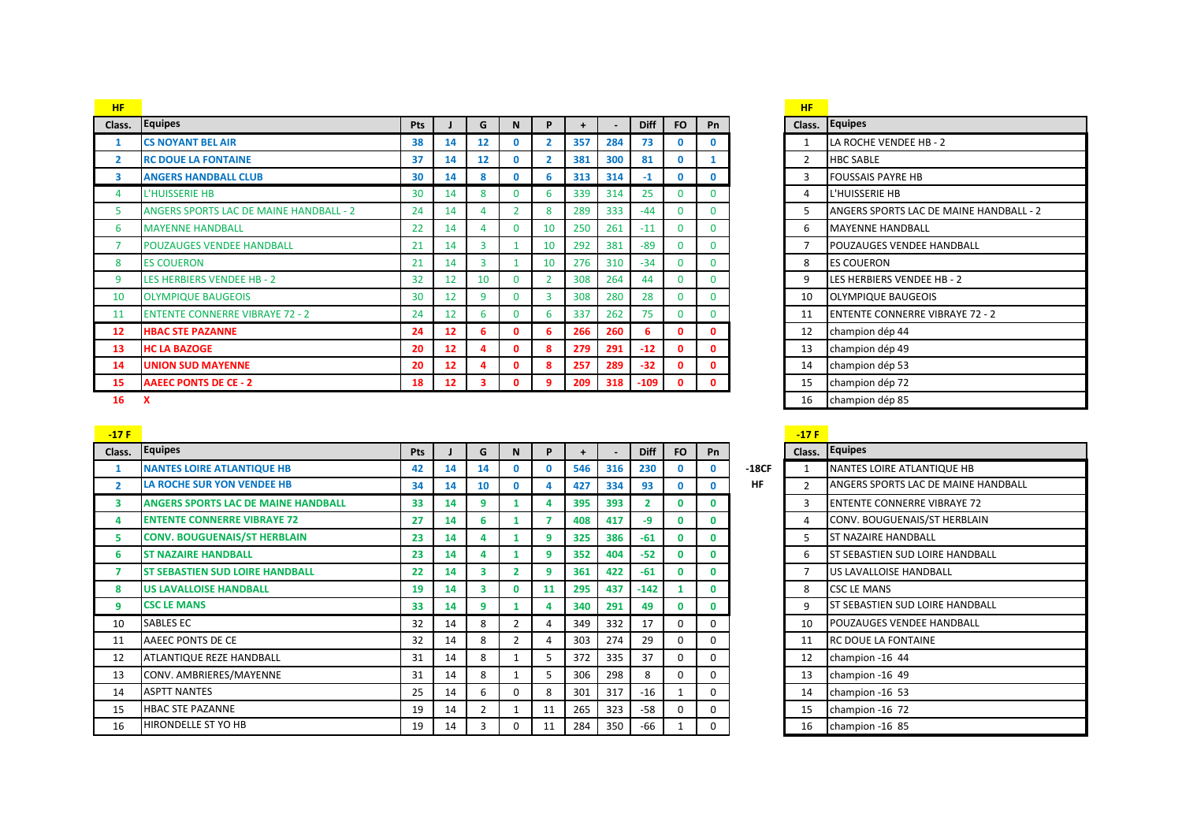**HF**

| Class. | Equipes | Pts | J | G | N | P | + | - | Diff | FO | Pn |
|---|---|---|---|---|---|---|---|---|---|---|---|
| 1 | CS NOYANT BEL AIR | 38 | 14 | 12 | 0 | 2 | 357 | 284 | 73 | 0 | 0 |
| 2 | RC DOUE LA FONTAINE | 37 | 14 | 12 | 0 | 2 | 381 | 300 | 81 | 0 | 1 |
| 3 | ANGERS HANDBALL CLUB | 30 | 14 | 8 | 0 | 6 | 313 | 314 | -1 | 0 | 0 |
| 4 | L'HUISSERIE HB | 30 | 14 | 8 | 0 | 6 | 339 | 314 | 25 | 0 | 0 |
| 5 | ANGERS SPORTS LAC DE MAINE HANDBALL - 2 | 24 | 14 | 4 | 2 | 8 | 289 | 333 | -44 | 0 | 0 |
| 6 | MAYENNE HANDBALL | 22 | 14 | 4 | 0 | 10 | 250 | 261 | -11 | 0 | 0 |
| 7 | POUZAUGES VENDEE HANDBALL | 21 | 14 | 3 | 1 | 10 | 292 | 381 | -89 | 0 | 0 |
| 8 | ES COUERON | 21 | 14 | 3 | 1 | 10 | 276 | 310 | -34 | 0 | 0 |
| 9 | LES HERBIERS VENDEE HB - 2 | 32 | 12 | 10 | 0 | 2 | 308 | 264 | 44 | 0 | 0 |
| 10 | OLYMPIQUE BAUGEOIS | 30 | 12 | 9 | 0 | 3 | 308 | 280 | 28 | 0 | 0 |
| 11 | ENTENTE CONNERRE VIBRAYE 72 - 2 | 24 | 12 | 6 | 0 | 6 | 337 | 262 | 75 | 0 | 0 |
| 12 | HBAC STE PAZANNE | 24 | 12 | 6 | 0 | 6 | 266 | 260 | 6 | 0 | 0 |
| 13 | HC LA BAZOGE | 20 | 12 | 4 | 0 | 8 | 279 | 291 | -12 | 0 | 0 |
| 14 | UNION SUD MAYENNE | 20 | 12 | 4 | 0 | 8 | 257 | 289 | -32 | 0 | 0 |
| 15 | AAEEC PONTS DE CE - 2 | 18 | 12 | 3 | 0 | 9 | 209 | 318 | -109 | 0 | 0 |
| 16 | X | | | | | | | | | | |

**HF**

| Class. | Equipes |
|---|---|
| 1 | LA ROCHE VENDEE HB - 2 |
| 2 | HBC SABLE |
| 3 | FOUSSAIS PAYRE HB |
| 4 | L'HUISSERIE HB |
| 5 | ANGERS SPORTS LAC DE MAINE HANDBALL - 2 |
| 6 | MAYENNE HANDBALL |
| 7 | POUZAUGES VENDEE HANDBALL |
| 8 | ES COUERON |
| 9 | LES HERBIERS VENDEE HB - 2 |
| 10 | OLYMPIQUE BAUGEOIS |
| 11 | ENTENTE CONNERRE VIBRAYE 72 - 2 |
| 12 | champion dép 44 |
| 13 | champion dép 49 |
| 14 | champion dép 53 |
| 15 | champion dép 72 |
| 16 | champion dép 85 |

**-17 F**

| Class. | Equipes | Pts | J | G | N | P | + | - | Diff | FO | Pn |
|---|---|---|---|---|---|---|---|---|---|---|---|
| 1 | NANTES LOIRE ATLANTIQUE HB | 42 | 14 | 14 | 0 | 0 | 546 | 316 | 230 | 0 | 0 |
| 2 | LA ROCHE SUR YON VENDEE HB | 34 | 14 | 10 | 0 | 4 | 427 | 334 | 93 | 0 | 0 |
| 3 | ANGERS SPORTS LAC DE MAINE HANDBALL | 33 | 14 | 9 | 1 | 4 | 395 | 393 | 2 | 0 | 0 |
| 4 | ENTENTE CONNERRE VIBRAYE 72 | 27 | 14 | 6 | 1 | 7 | 408 | 417 | -9 | 0 | 0 |
| 5 | CONV. BOUGUENAIS/ST HERBLAIN | 23 | 14 | 4 | 1 | 9 | 325 | 386 | -61 | 0 | 0 |
| 6 | ST NAZAIRE HANDBALL | 23 | 14 | 4 | 1 | 9 | 352 | 404 | -52 | 0 | 0 |
| 7 | ST SEBASTIEN SUD LOIRE HANDBALL | 22 | 14 | 3 | 2 | 9 | 361 | 422 | -61 | 0 | 0 |
| 8 | US LAVALLOISE HANDBALL | 19 | 14 | 3 | 0 | 11 | 295 | 437 | -142 | 1 | 0 |
| 9 | CSC LE MANS | 33 | 14 | 9 | 1 | 4 | 340 | 291 | 49 | 0 | 0 |
| 10 | SABLES EC | 32 | 14 | 8 | 2 | 4 | 349 | 332 | 17 | 0 | 0 |
| 11 | AAEEC PONTS DE CE | 32 | 14 | 8 | 2 | 4 | 303 | 274 | 29 | 0 | 0 |
| 12 | ATLANTIQUE REZE HANDBALL | 31 | 14 | 8 | 1 | 5 | 372 | 335 | 37 | 0 | 0 |
| 13 | CONV. AMBRIERES/MAYENNE | 31 | 14 | 8 | 1 | 5 | 306 | 298 | 8 | 0 | 0 |
| 14 | ASPTT NANTES | 25 | 14 | 6 | 0 | 8 | 301 | 317 | -16 | 1 | 0 |
| 15 | HBAC STE PAZANNE | 19 | 14 | 2 | 1 | 11 | 265 | 323 | -58 | 0 | 0 |
| 16 | HIRONDELLE ST YO HB | 19 | 14 | 3 | 0 | 11 | 284 | 350 | -66 | 1 | 0 |

-18CF HF

**-17 F**

| Class. | Equipes |
|---|---|
| 1 | NANTES LOIRE ATLANTIQUE HB |
| 2 | ANGERS SPORTS LAC DE MAINE HANDBALL |
| 3 | ENTENTE CONNERRE VIBRAYE 72 |
| 4 | CONV. BOUGUENAIS/ST HERBLAIN |
| 5 | ST NAZAIRE HANDBALL |
| 6 | ST SEBASTIEN SUD LOIRE HANDBALL |
| 7 | US LAVALLOISE HANDBALL |
| 8 | CSC LE MANS |
| 9 | ST SEBASTIEN SUD LOIRE HANDBALL |
| 10 | POUZAUGES VENDEE HANDBALL |
| 11 | RC DOUE LA FONTAINE |
| 12 | champion -16 44 |
| 13 | champion -16 49 |
| 14 | champion -16 53 |
| 15 | champion -16 72 |
| 16 | champion -16 85 |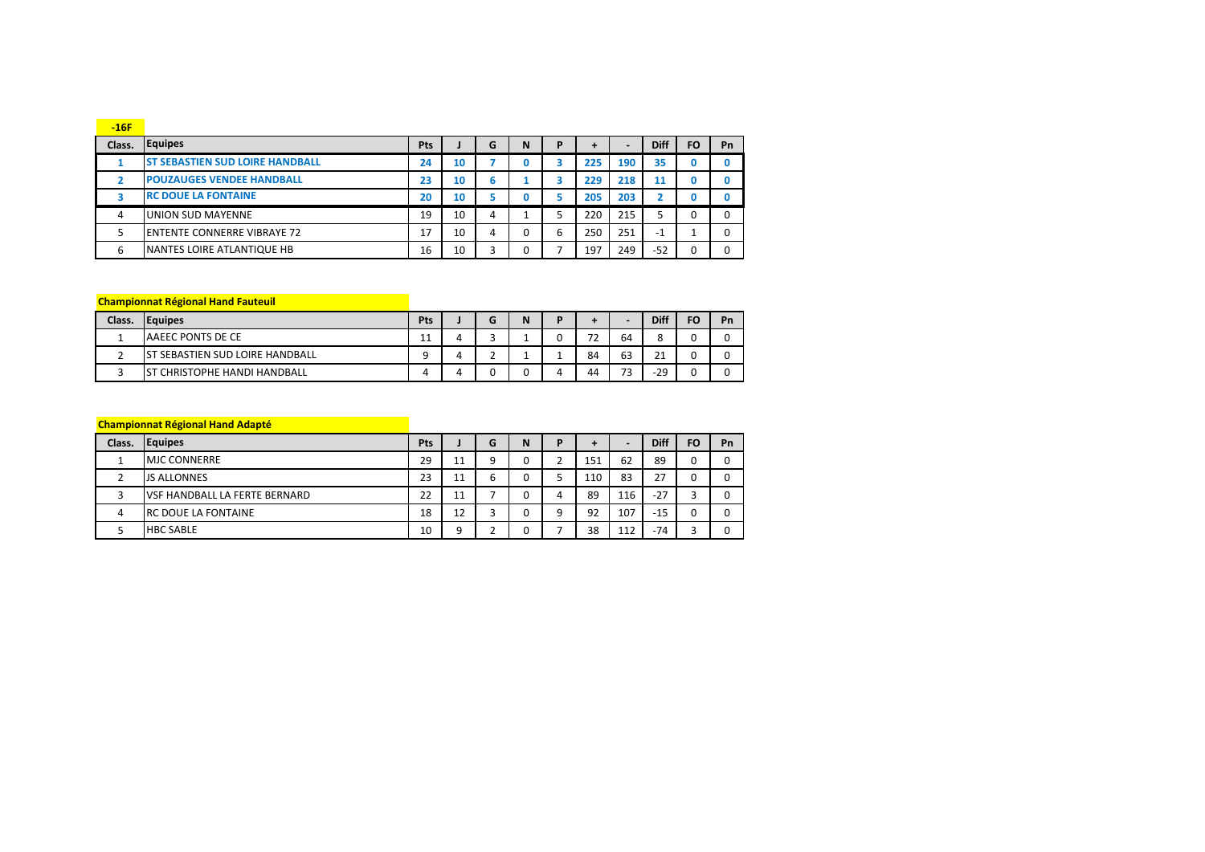**-16F**

| Class. | Equipes | Pts | J | G | N | P | + | - | Diff | FO | Pn |
|---|---|---|---|---|---|---|---|---|---|---|---|
| **1** | **ST SEBASTIEN SUD LOIRE HANDBALL** | **24** | **10** | **7** | **0** | **3** | **225** | **190** | **35** | **0** | **0** |
| **2** | **POUZAUGES VENDEE HANDBALL** | **23** | **10** | **6** | **1** | **3** | **229** | **218** | **11** | **0** | **0** |
| **3** | **RC DOUE LA FONTAINE** | **20** | **10** | **5** | **0** | **5** | **205** | **203** | **2** | **0** | **0** |
| 4 | UNION SUD MAYENNE | 19 | 10 | 4 | 1 | 5 | 220 | 215 | 5 | 0 | 0 |
| 5 | ENTENTE CONNERRE VIBRAYE 72 | 17 | 10 | 4 | 0 | 6 | 250 | 251 | -1 | 1 | 0 |
| 6 | NANTES LOIRE ATLANTIQUE HB | 16 | 10 | 3 | 0 | 7 | 197 | 249 | -52 | 0 | 0 |

**Championnat Régional Hand Fauteuil**

| Class. | Equipes | Pts | J | G | N | P | + | - | Diff | FO | Pn |
|---|---|---|---|---|---|---|---|---|---|---|---|
| 1 | AAEEC PONTS DE CE | 11 | 4 | 3 | 1 | 0 | 72 | 64 | 8 | 0 | 0 |
| 2 | ST SEBASTIEN SUD LOIRE HANDBALL | 9 | 4 | 2 | 1 | 1 | 84 | 63 | 21 | 0 | 0 |
| 3 | ST CHRISTOPHE HANDI HANDBALL | 4 | 4 | 0 | 0 | 4 | 44 | 73 | -29 | 0 | 0 |

**Championnat Régional Hand Adapté**

| Class. | Equipes | Pts | J | G | N | P | + | - | Diff | FO | Pn |
|---|---|---|---|---|---|---|---|---|---|---|---|
| 1 | MJC CONNERRE | 29 | 11 | 9 | 0 | 2 | 151 | 62 | 89 | 0 | 0 |
| 2 | JS ALLONNES | 23 | 11 | 6 | 0 | 5 | 110 | 83 | 27 | 0 | 0 |
| 3 | VSF HANDBALL LA FERTE BERNARD | 22 | 11 | 7 | 0 | 4 | 89 | 116 | -27 | 3 | 0 |
| 4 | RC DOUE LA FONTAINE | 18 | 12 | 3 | 0 | 9 | 92 | 107 | -15 | 0 | 0 |
| 5 | HBC SABLE | 10 | 9 | 2 | 0 | 7 | 38 | 112 | -74 | 3 | 0 |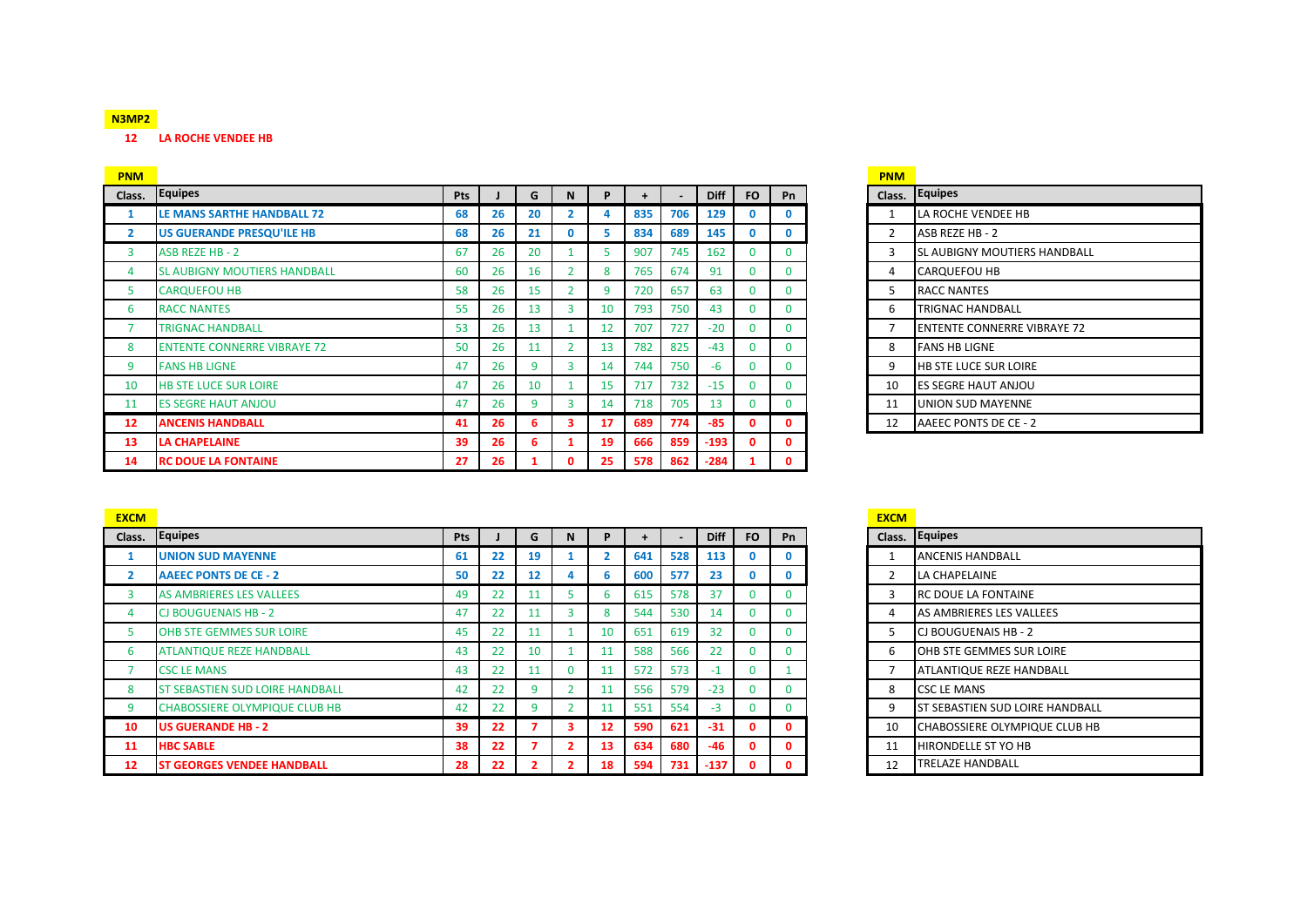**N3MP2**

**12 LA ROCHE VENDEE HB**

**PNM**

| Class. | Equipes | Pts | J | G | N | P | + | - | Diff | FO | Pn |
|---|---|---|---|---|---|---|---|---|---|---|---|
| 1 | LE MANS SARTHE HANDBALL 72 | 68 | 26 | 20 | 2 | 4 | 835 | 706 | 129 | 0 | 0 |
| 2 | US GUERANDE PRESQU'ILE HB | 68 | 26 | 21 | 0 | 5 | 834 | 689 | 145 | 0 | 0 |
| 3 | ASB REZE HB - 2 | 67 | 26 | 20 | 1 | 5 | 907 | 745 | 162 | 0 | 0 |
| 4 | SL AUBIGNY MOUTIERS HANDBALL | 60 | 26 | 16 | 2 | 8 | 765 | 674 | 91 | 0 | 0 |
| 5 | CARQUEFOU HB | 58 | 26 | 15 | 2 | 9 | 720 | 657 | 63 | 0 | 0 |
| 6 | RACC NANTES | 55 | 26 | 13 | 3 | 10 | 793 | 750 | 43 | 0 | 0 |
| 7 | TRIGNAC HANDBALL | 53 | 26 | 13 | 1 | 12 | 707 | 727 | -20 | 0 | 0 |
| 8 | ENTENTE CONNERRE VIBRAYE 72 | 50 | 26 | 11 | 2 | 13 | 782 | 825 | -43 | 0 | 0 |
| 9 | FANS HB LIGNE | 47 | 26 | 9 | 3 | 14 | 744 | 750 | -6 | 0 | 0 |
| 10 | HB STE LUCE SUR LOIRE | 47 | 26 | 10 | 1 | 15 | 717 | 732 | -15 | 0 | 0 |
| 11 | ES SEGRE HAUT ANJOU | 47 | 26 | 9 | 3 | 14 | 718 | 705 | 13 | 0 | 0 |
| 12 | ANCENIS HANDBALL | 41 | 26 | 6 | 3 | 17 | 689 | 774 | -85 | 0 | 0 |
| 13 | LA CHAPELAINE | 39 | 26 | 6 | 1 | 19 | 666 | 859 | -193 | 0 | 0 |
| 14 | RC DOUE LA FONTAINE | 27 | 26 | 1 | 0 | 25 | 578 | 862 | -284 | 1 | 0 |

**PNM**

| Class. | Equipes |
|---|---|
| 1 | LA ROCHE VENDEE HB |
| 2 | ASB REZE HB - 2 |
| 3 | SL AUBIGNY MOUTIERS HANDBALL |
| 4 | CARQUEFOU HB |
| 5 | RACC NANTES |
| 6 | TRIGNAC HANDBALL |
| 7 | ENTENTE CONNERRE VIBRAYE 72 |
| 8 | FANS HB LIGNE |
| 9 | HB STE LUCE SUR LOIRE |
| 10 | ES SEGRE HAUT ANJOU |
| 11 | UNION SUD MAYENNE |
| 12 | AAEEC PONTS DE CE - 2 |

**EXCM**

| Class. | Equipes | Pts | J | G | N | P | + | - | Diff | FO | Pn |
|---|---|---|---|---|---|---|---|---|---|---|---|
| 1 | UNION SUD MAYENNE | 61 | 22 | 19 | 1 | 2 | 641 | 528 | 113 | 0 | 0 |
| 2 | AAEEC PONTS DE CE - 2 | 50 | 22 | 12 | 4 | 6 | 600 | 577 | 23 | 0 | 0 |
| 3 | AS AMBRIERES LES VALLEES | 49 | 22 | 11 | 5 | 6 | 615 | 578 | 37 | 0 | 0 |
| 4 | CJ BOUGUENAIS HB - 2 | 47 | 22 | 11 | 3 | 8 | 544 | 530 | 14 | 0 | 0 |
| 5 | OHB STE GEMMES SUR LOIRE | 45 | 22 | 11 | 1 | 10 | 651 | 619 | 32 | 0 | 0 |
| 6 | ATLANTIQUE REZE HANDBALL | 43 | 22 | 10 | 1 | 11 | 588 | 566 | 22 | 0 | 0 |
| 7 | CSC LE MANS | 43 | 22 | 11 | 0 | 11 | 572 | 573 | -1 | 0 | 1 |
| 8 | ST SEBASTIEN SUD LOIRE HANDBALL | 42 | 22 | 9 | 2 | 11 | 556 | 579 | -23 | 0 | 0 |
| 9 | CHABOSSIERE OLYMPIQUE CLUB HB | 42 | 22 | 9 | 2 | 11 | 551 | 554 | -3 | 0 | 0 |
| 10 | US GUERANDE HB - 2 | 39 | 22 | 7 | 3 | 12 | 590 | 621 | -31 | 0 | 0 |
| 11 | HBC SABLE | 38 | 22 | 7 | 2 | 13 | 634 | 680 | -46 | 0 | 0 |
| 12 | ST GEORGES VENDEE HANDBALL | 28 | 22 | 2 | 2 | 18 | 594 | 731 | -137 | 0 | 0 |

**EXCM**

| Class. | Equipes |
|---|---|
| 1 | ANCENIS HANDBALL |
| 2 | LA CHAPELAINE |
| 3 | RC DOUE LA FONTAINE |
| 4 | AS AMBRIERES LES VALLEES |
| 5 | CJ BOUGUENAIS HB - 2 |
| 6 | OHB STE GEMMES SUR LOIRE |
| 7 | ATLANTIQUE REZE HANDBALL |
| 8 | CSC LE MANS |
| 9 | ST SEBASTIEN SUD LOIRE HANDBALL |
| 10 | CHABOSSIERE OLYMPIQUE CLUB HB |
| 11 | HIRONDELLE ST YO HB |
| 12 | TRELAZE HANDBALL |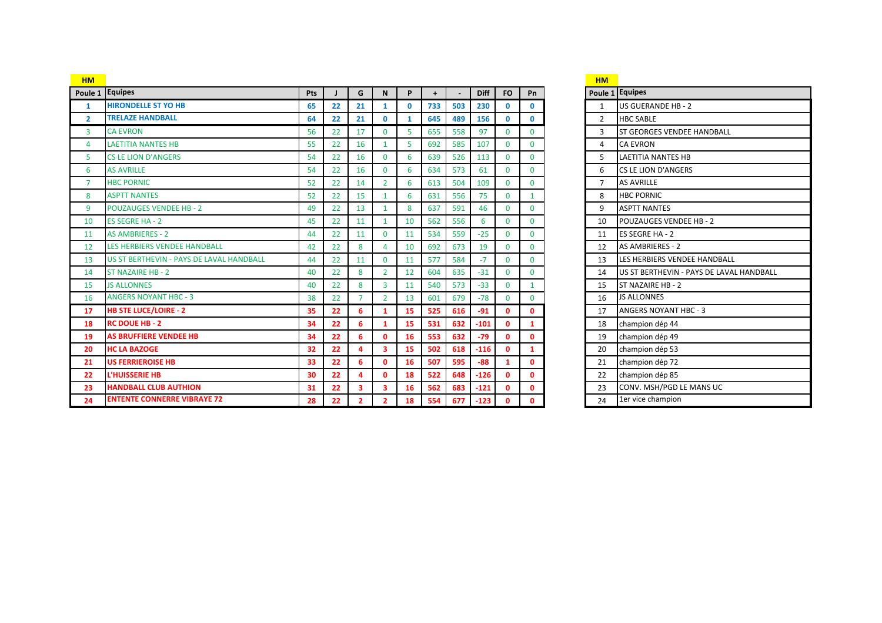**HM**

| Poule 1 | Equipes | Pts | J | G | N | P | + | - | Diff | FO | Pn |
|---|---|---|---|---|---|---|---|---|---|---|---|
| **1** | **HIRONDELLE ST YO HB** | **65** | **22** | **21** | **1** | **0** | **733** | **503** | **230** | **0** | **0** |
| **2** | **TRELAZE HANDBALL** | **64** | **22** | **21** | **0** | **1** | **645** | **489** | **156** | **0** | **0** |
| 3 | CA EVRON | 56 | 22 | 17 | 0 | 5 | 655 | 558 | 97 | 0 | 0 |
| 4 | LAETITIA NANTES HB | 55 | 22 | 16 | 1 | 5 | 692 | 585 | 107 | 0 | 0 |
| 5 | CS LE LION D'ANGERS | 54 | 22 | 16 | 0 | 6 | 639 | 526 | 113 | 0 | 0 |
| 6 | AS AVRILLE | 54 | 22 | 16 | 0 | 6 | 634 | 573 | 61 | 0 | 0 |
| 7 | HBC PORNIC | 52 | 22 | 14 | 2 | 6 | 613 | 504 | 109 | 0 | 0 |
| 8 | ASPTT NANTES | 52 | 22 | 15 | 1 | 6 | 631 | 556 | 75 | 0 | 1 |
| 9 | POUZAUGES VENDEE HB - 2 | 49 | 22 | 13 | 1 | 8 | 637 | 591 | 46 | 0 | 0 |
| 10 | ES SEGRE HA - 2 | 45 | 22 | 11 | 1 | 10 | 562 | 556 | 6 | 0 | 0 |
| 11 | AS AMBRIERES - 2 | 44 | 22 | 11 | 0 | 11 | 534 | 559 | -25 | 0 | 0 |
| 12 | LES HERBIERS VENDEE HANDBALL | 42 | 22 | 8 | 4 | 10 | 692 | 673 | 19 | 0 | 0 |
| 13 | US ST BERTHEVIN - PAYS DE LAVAL HANDBALL | 44 | 22 | 11 | 0 | 11 | 577 | 584 | -7 | 0 | 0 |
| 14 | ST NAZAIRE HB - 2 | 40 | 22 | 8 | 2 | 12 | 604 | 635 | -31 | 0 | 0 |
| 15 | JS ALLONNES | 40 | 22 | 8 | 3 | 11 | 540 | 573 | -33 | 0 | 1 |
| 16 | ANGERS NOYANT HBC - 3 | 38 | 22 | 7 | 2 | 13 | 601 | 679 | -78 | 0 | 0 |
| **17** | **HB STE LUCE/LOIRE - 2** | **35** | **22** | **6** | **1** | **15** | **525** | **616** | **-91** | **0** | **0** |
| **18** | **RC DOUE HB - 2** | **34** | **22** | **6** | **1** | **15** | **531** | **632** | **-101** | **0** | **1** |
| **19** | **AS BRUFFIERE VENDEE HB** | **34** | **22** | **6** | **0** | **16** | **553** | **632** | **-79** | **0** | **0** |
| **20** | **HC LA BAZOGE** | **32** | **22** | **4** | **3** | **15** | **502** | **618** | **-116** | **0** | **1** |
| **21** | **US FERRIEROISE HB** | **33** | **22** | **6** | **0** | **16** | **507** | **595** | **-88** | **1** | **0** |
| **22** | **L'HUISSERIE HB** | **30** | **22** | **4** | **0** | **18** | **522** | **648** | **-126** | **0** | **0** |
| **23** | **HANDBALL CLUB AUTHION** | **31** | **22** | **3** | **3** | **16** | **562** | **683** | **-121** | **0** | **0** |
| **24** | **ENTENTE CONNERRE VIBRAYE 72** | **28** | **22** | **2** | **2** | **18** | **554** | **677** | **-123** | **0** | **0** |

**HM**

| Poule 1 | Equipes |
|---|---|
| 1 | US GUERANDE HB - 2 |
| 2 | HBC SABLE |
| 3 | ST GEORGES VENDEE HANDBALL |
| 4 | CA EVRON |
| 5 | LAETITIA NANTES HB |
| 6 | CS LE LION D'ANGERS |
| 7 | AS AVRILLE |
| 8 | HBC PORNIC |
| 9 | ASPTT NANTES |
| 10 | POUZAUGES VENDEE HB - 2 |
| 11 | ES SEGRE HA - 2 |
| 12 | AS AMBRIERES - 2 |
| 13 | LES HERBIERS VENDEE HANDBALL |
| 14 | US ST BERTHEVIN - PAYS DE LAVAL HANDBALL |
| 15 | ST NAZAIRE HB - 2 |
| 16 | JS ALLONNES |
| 17 | ANGERS NOYANT HBC - 3 |
| 18 | champion dép 44 |
| 19 | champion dép 49 |
| 20 | champion dép 53 |
| 21 | champion dép 72 |
| 22 | champion dép 85 |
| 23 | CONV. MSH/PGD LE MANS UC |
| 24 | 1er vice champion |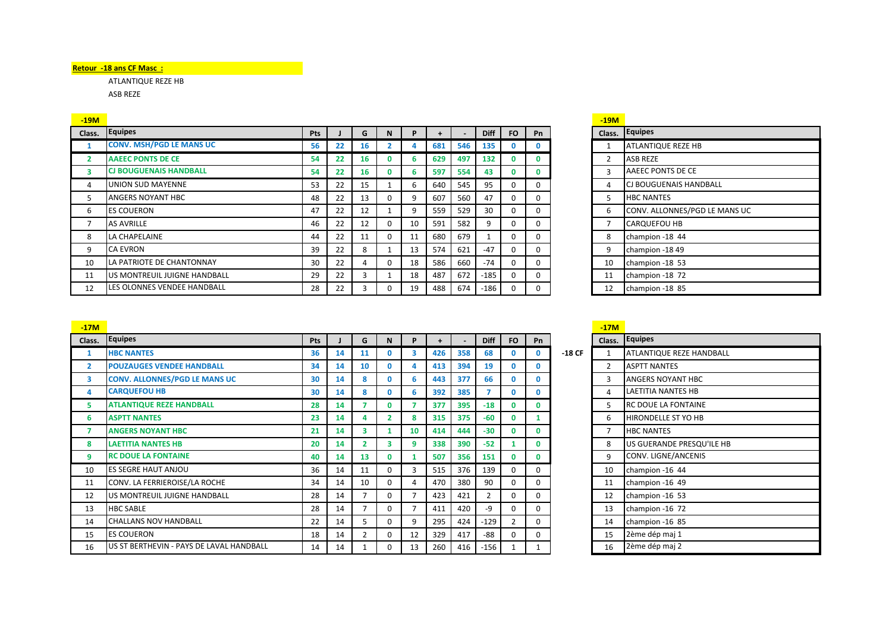**Retour -18 ans CF Masc :**

ATLANTIQUE REZE HB

ASB REZE

**-19M**

| Class. | Equipes | Pts | J | G | N | P | + | - | Diff | FO | Pn |
|---|---|---|---|---|---|---|---|---|---|---|---|
| **1** | **CONV. MSH/PGD LE MANS UC** | **56** | **22** | **16** | **2** | **4** | **681** | **546** | **135** | **0** | **0** |
| **2** | **AAEEC PONTS DE CE** | **54** | **22** | **16** | **0** | **6** | **629** | **497** | **132** | **0** | **0** |
| **3** | **CJ BOUGUENAIS HANDBALL** | **54** | **22** | **16** | **0** | **6** | **597** | **554** | **43** | **0** | **0** |
| 4 | UNION SUD MAYENNE | 53 | 22 | 15 | 1 | 6 | 640 | 545 | 95 | 0 | 0 |
| 5 | ANGERS NOYANT HBC | 48 | 22 | 13 | 0 | 9 | 607 | 560 | 47 | 0 | 0 |
| 6 | ES COUERON | 47 | 22 | 12 | 1 | 9 | 559 | 529 | 30 | 0 | 0 |
| 7 | AS AVRILLE | 46 | 22 | 12 | 0 | 10 | 591 | 582 | 9 | 0 | 0 |
| 8 | LA CHAPELAINE | 44 | 22 | 11 | 0 | 11 | 680 | 679 | 1 | 0 | 0 |
| 9 | CA EVRON | 39 | 22 | 8 | 1 | 13 | 574 | 621 | -47 | 0 | 0 |
| 10 | LA PATRIOTE DE CHANTONNAY | 30 | 22 | 4 | 0 | 18 | 586 | 660 | -74 | 0 | 0 |
| 11 | US MONTREUIL JUIGNE HANDBALL | 29 | 22 | 3 | 1 | 18 | 487 | 672 | -185 | 0 | 0 |
| 12 | LES OLONNES VENDEE HANDBALL | 28 | 22 | 3 | 0 | 19 | 488 | 674 | -186 | 0 | 0 |

**-19M**

| Class. | Equipes |
|---|---|
| 1 | ATLANTIQUE REZE HB |
| 2 | ASB REZE |
| 3 | AAEEC PONTS DE CE |
| 4 | CJ BOUGUENAIS HANDBALL |
| 5 | HBC NANTES |
| 6 | CONV. ALLONNES/PGD LE MANS UC |
| 7 | CARQUEFOU HB |
| 8 | champion -18 44 |
| 9 | champion -18 49 |
| 10 | champion -18 53 |
| 11 | champion -18 72 |
| 12 | champion -18 85 |

**-17M**

| Class. | Equipes | Pts | J | G | N | P | + | - | Diff | FO | Pn |
|---|---|---|---|---|---|---|---|---|---|---|---|
| **1** | **HBC NANTES** | **36** | **14** | **11** | **0** | **3** | **426** | **358** | **68** | **0** | **0** |
| **2** | **POUZAUGES VENDEE HANDBALL** | **34** | **14** | **10** | **0** | **4** | **413** | **394** | **19** | **0** | **0** |
| **3** | **CONV. ALLONNES/PGD LE MANS UC** | **30** | **14** | **8** | **0** | **6** | **443** | **377** | **66** | **0** | **0** |
| **4** | **CARQUEFOU HB** | **30** | **14** | **8** | **0** | **6** | **392** | **385** | **7** | **0** | **0** |
| **5** | **ATLANTIQUE REZE HANDBALL** | **28** | **14** | **7** | **0** | **7** | **377** | **395** | **-18** | **0** | **0** |
| **6** | **ASPTT NANTES** | **23** | **14** | **4** | **2** | **8** | **315** | **375** | **-60** | **0** | **1** |
| **7** | **ANGERS NOYANT HBC** | **21** | **14** | **3** | **1** | **10** | **414** | **444** | **-30** | **0** | **0** |
| **8** | **LAETITIA NANTES HB** | **20** | **14** | **2** | **3** | **9** | **338** | **390** | **-52** | **1** | **0** |
| **9** | **RC DOUE LA FONTAINE** | **40** | **14** | **13** | **0** | **1** | **507** | **356** | **151** | **0** | **0** |
| 10 | ES SEGRE HAUT ANJOU | 36 | 14 | 11 | 0 | 3 | 515 | 376 | 139 | 0 | 0 |
| 11 | CONV. LA FERRIEROISE/LA ROCHE | 34 | 14 | 10 | 0 | 4 | 470 | 380 | 90 | 0 | 0 |
| 12 | US MONTREUIL JUIGNE HANDBALL | 28 | 14 | 7 | 0 | 7 | 423 | 421 | 2 | 0 | 0 |
| 13 | HBC SABLE | 28 | 14 | 7 | 0 | 7 | 411 | 420 | -9 | 0 | 0 |
| 14 | CHALLANS NOV HANDBALL | 22 | 14 | 5 | 0 | 9 | 295 | 424 | -129 | 2 | 0 |
| 15 | ES COUERON | 18 | 14 | 2 | 0 | 12 | 329 | 417 | -88 | 0 | 0 |
| 16 | US ST BERTHEVIN - PAYS DE LAVAL HANDBALL | 14 | 14 | 1 | 0 | 13 | 260 | 416 | -156 | 1 | 1 |

**-17M**

| | Class. | Equipes |
|---|---|---|
| -18 CF | 1 | ATLANTIQUE REZE HANDBALL |
| | 2 | ASPTT NANTES |
| | 3 | ANGERS NOYANT HBC |
| | 4 | LAETITIA NANTES HB |
| | 5 | RC DOUE LA FONTAINE |
| | 6 | HIRONDELLE ST YO HB |
| | 7 | HBC NANTES |
| | 8 | US GUERANDE PRESQU'ILE HB |
| | 9 | CONV. LIGNE/ANCENIS |
| | 10 | champion -16 44 |
| | 11 | champion -16 49 |
| | 12 | champion -16 53 |
| | 13 | champion -16 72 |
| | 14 | champion -16 85 |
| | 15 | 2ème dép maj 1 |
| | 16 | 2ème dép maj 2 |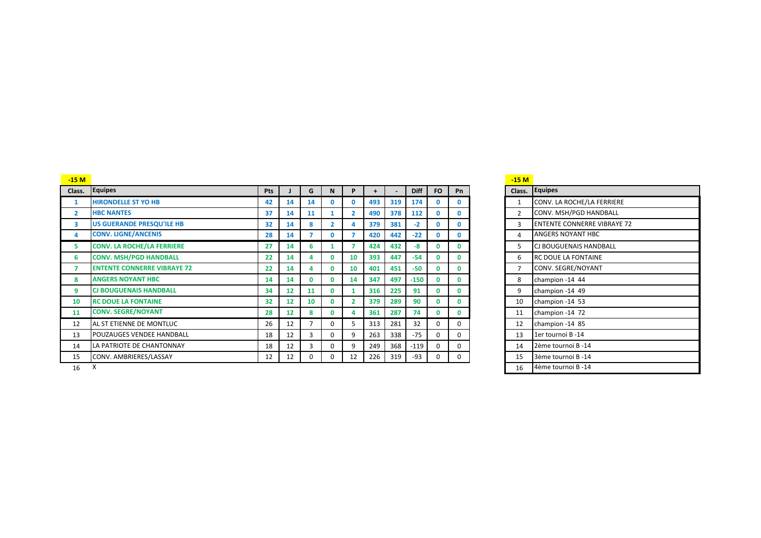**-15 M**

| Class. | Equipes | Pts | J | G | N | P | + | - | Diff | FO | Pn |
|---|---|---|---|---|---|---|---|---|---|---|---|
| **1** | **HIRONDELLE ST YO HB** | **42** | **14** | **14** | **0** | **0** | **493** | **319** | **174** | **0** | **0** |
| **2** | **HBC NANTES** | **37** | **14** | **11** | **1** | **2** | **490** | **378** | **112** | **0** | **0** |
| **3** | **US GUERANDE PRESQU'ILE HB** | **32** | **14** | **8** | **2** | **4** | **379** | **381** | **-2** | **0** | **0** |
| **4** | **CONV. LIGNE/ANCENIS** | **28** | **14** | **7** | **0** | **7** | **420** | **442** | **-22** | **0** | **0** |
| **5** | **CONV. LA ROCHE/LA FERRIERE** | **27** | **14** | **6** | **1** | **7** | **424** | **432** | **-8** | **0** | **0** |
| **6** | **CONV. MSH/PGD HANDBALL** | **22** | **14** | **4** | **0** | **10** | **393** | **447** | **-54** | **0** | **0** |
| **7** | **ENTENTE CONNERRE VIBRAYE 72** | **22** | **14** | **4** | **0** | **10** | **401** | **451** | **-50** | **0** | **0** |
| **8** | **ANGERS NOYANT HBC** | **14** | **14** | **0** | **0** | **14** | **347** | **497** | **-150** | **0** | **0** |
| **9** | **CJ BOUGUENAIS HANDBALL** | **34** | **12** | **11** | **0** | **1** | **316** | **225** | **91** | **0** | **0** |
| **10** | **RC DOUE LA FONTAINE** | **32** | **12** | **10** | **0** | **2** | **379** | **289** | **90** | **0** | **0** |
| **11** | **CONV. SEGRE/NOYANT** | **28** | **12** | **8** | **0** | **4** | **361** | **287** | **74** | **0** | **0** |
| 12 | AL ST ETIENNE DE MONTLUC | 26 | 12 | 7 | 0 | 5 | 313 | 281 | 32 | 0 | 0 |
| 13 | POUZAUGES VENDEE HANDBALL | 18 | 12 | 3 | 0 | 9 | 263 | 338 | -75 | 0 | 0 |
| 14 | LA PATRIOTE DE CHANTONNAY | 18 | 12 | 3 | 0 | 9 | 249 | 368 | -119 | 0 | 0 |
| 15 | CONV. AMBRIERES/LASSAY | 12 | 12 | 0 | 0 | 12 | 226 | 319 | -93 | 0 | 0 |
| 16 | X | | | | | | | | | | |

**-15 M**

| Class. | Equipes |
|---|---|
| 1 | CONV. LA ROCHE/LA FERRIERE |
| 2 | CONV. MSH/PGD HANDBALL |
| 3 | ENTENTE CONNERRE VIBRAYE 72 |
| 4 | ANGERS NOYANT HBC |
| 5 | CJ BOUGUENAIS HANDBALL |
| 6 | RC DOUE LA FONTAINE |
| 7 | CONV. SEGRE/NOYANT |
| 8 | champion -14 44 |
| 9 | champion -14 49 |
| 10 | champion -14 53 |
| 11 | champion -14 72 |
| 12 | champion -14 85 |
| 13 | 1er tournoi B -14 |
| 14 | 2ème tournoi B -14 |
| 15 | 3ème tournoi B -14 |
| 16 | 4ème tournoi B -14 |